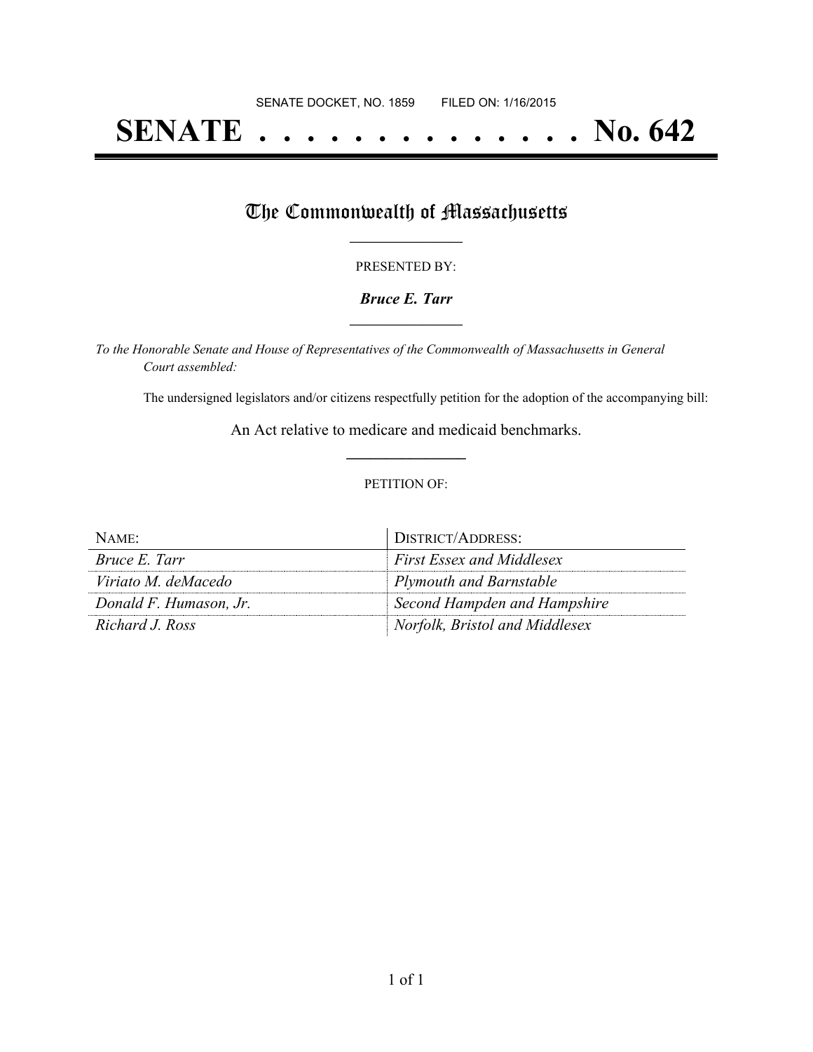SENATE DOCKET, NO. 1859        FILED ON: 1/16/2015

# SENATE . . . . . . . . . . . . . . No. 642

## The Commonwealth of Massachusetts

PRESENTED BY:

***Bruce E. Tarr***

*To the Honorable Senate and House of Representatives of the Commonwealth of Massachusetts in General Court assembled:*

The undersigned legislators and/or citizens respectfully petition for the adoption of the accompanying bill:

An Act relative to medicare and medicaid benchmarks.

PETITION OF:

| NAME: | DISTRICT/ADDRESS: |
| --- | --- |
| *Bruce E. Tarr* | *First Essex and Middlesex* |
| *Viriato M. deMacedo* | *Plymouth and Barnstable* |
| *Donald F. Humason, Jr.* | *Second Hampden and Hampshire* |
| *Richard J. Ross* | *Norfolk, Bristol and Middlesex* |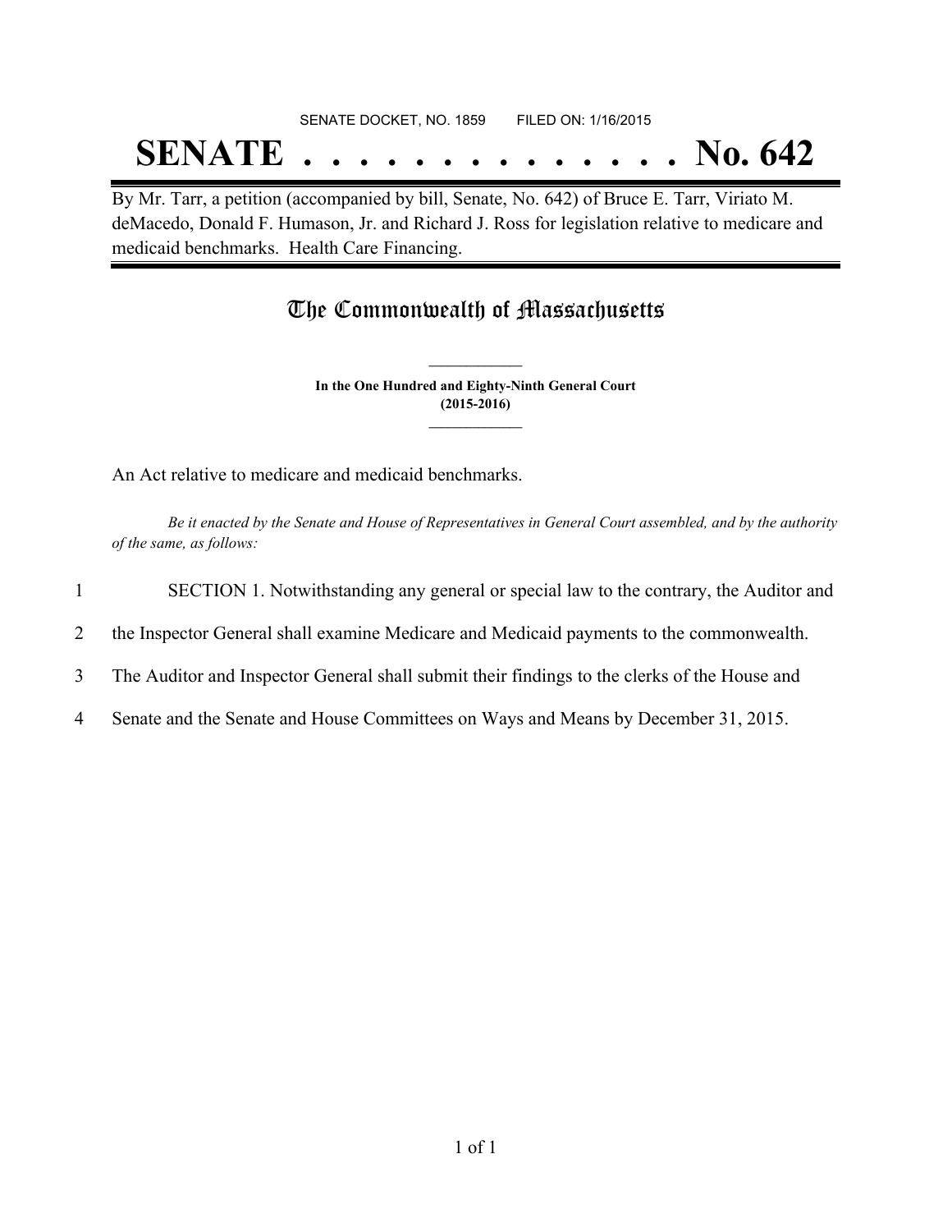SENATE DOCKET, NO. 1859        FILED ON: 1/16/2015

# SENATE . . . . . . . . . . . . . . No. 642

By Mr. Tarr, a petition (accompanied by bill, Senate, No. 642) of Bruce E. Tarr, Viriato M. deMacedo, Donald F. Humason, Jr. and Richard J. Ross for legislation relative to medicare and medicaid benchmarks. Health Care Financing.

## The Commonwealth of Massachusetts

**In the One Hundred and Eighty-Ninth General Court**
**(2015-2016)**

An Act relative to medicare and medicaid benchmarks.

*Be it enacted by the Senate and House of Representatives in General Court assembled, and by the authority of the same, as follows:*

1 SECTION 1. Notwithstanding any general or special law to the contrary, the Auditor and
2 the Inspector General shall examine Medicare and Medicaid payments to the commonwealth.
3 The Auditor and Inspector General shall submit their findings to the clerks of the House and
4 Senate and the Senate and House Committees on Ways and Means by December 31, 2015.